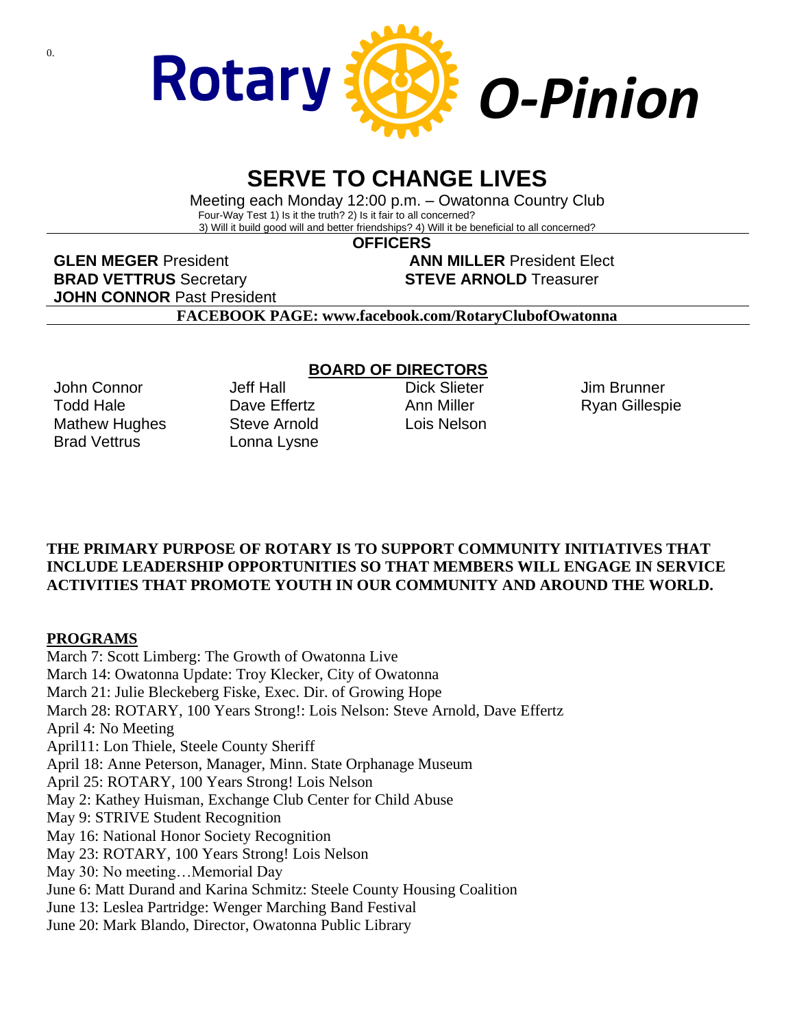# Rotary O-Pinion

## SERVE TO CHANGE LIVES

Meeting each Monday 12:00 p.m. – Owatonna Country Club

Four-Way Test 1) Is it the truth? 2) Is it fair to all concerned?
3) Will it build good will and better friendships? 4) Will it be beneficial to all concerned?

**OFFICERS**

**GLEN MEGER** President
**ANN MILLER** President Elect
**BRAD VETTRUS** Secretary
**STEVE ARNOLD** Treasurer
**JOHN CONNOR** Past President

**FACEBOOK PAGE: www.facebook.com/RotaryClubofOwatonna**

**BOARD OF DIRECTORS**

John Connor
Todd Hale
Mathew Hughes
Brad Vettrus
Jeff Hall
Dave Effertz
Steve Arnold
Lonna Lysne
Dick Slieter
Ann Miller
Lois Nelson
Jim Brunner
Ryan Gillespie

**THE PRIMARY PURPOSE OF ROTARY IS TO SUPPORT COMMUNITY INITIATIVES THAT INCLUDE LEADERSHIP OPPORTUNITIES SO THAT MEMBERS WILL ENGAGE IN SERVICE ACTIVITIES THAT PROMOTE YOUTH IN OUR COMMUNITY AND AROUND THE WORLD.**

**PROGRAMS**

March 7: Scott Limberg: The Growth of Owatonna Live
March 14: Owatonna Update: Troy Klecker, City of Owatonna
March 21: Julie Bleckeberg Fiske, Exec. Dir. of Growing Hope
March 28: ROTARY, 100 Years Strong!: Lois Nelson: Steve Arnold, Dave Effertz
April 4: No Meeting
April11: Lon Thiele, Steele County Sheriff
April 18: Anne Peterson, Manager, Minn. State Orphanage Museum
April 25: ROTARY, 100 Years Strong! Lois Nelson
May 2: Kathey Huisman, Exchange Club Center for Child Abuse
May 9: STRIVE Student Recognition
May 16: National Honor Society Recognition
May 23: ROTARY, 100 Years Strong! Lois Nelson
May 30: No meeting…Memorial Day
June 6: Matt Durand and Karina Schmitz: Steele County Housing Coalition
June 13: Leslea Partridge: Wenger Marching Band Festival
June 20: Mark Blando, Director, Owatonna Public Library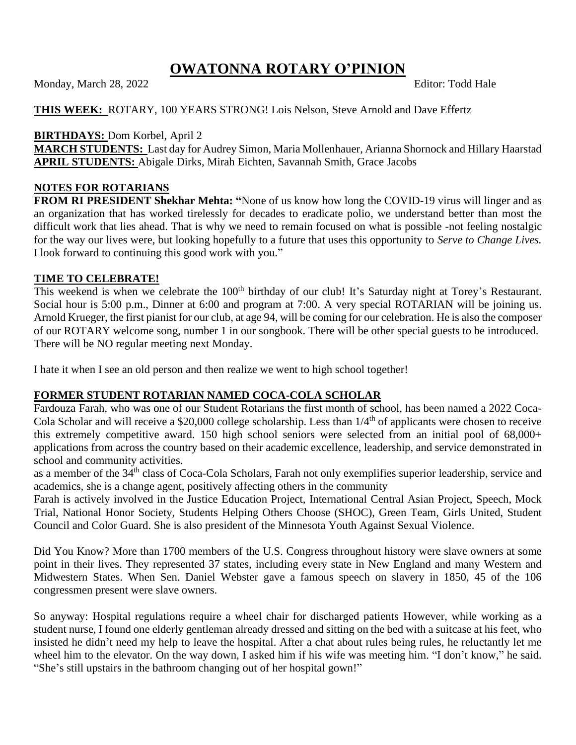# OWATONNA ROTARY O'PINION

Monday, March 28, 2022 Editor: Todd Hale

**THIS WEEK:** ROTARY, 100 YEARS STRONG! Lois Nelson, Steve Arnold and Dave Effertz

**BIRTHDAYS:** Dom Korbel, April 2

**MARCH STUDENTS:** Last day for Audrey Simon, Maria Mollenhauer, Arianna Shornock and Hillary Haarstad

**APRIL STUDENTS:** Abigale Dirks, Mirah Eichten, Savannah Smith, Grace Jacobs

## NOTES FOR ROTARIANS

**FROM RI PRESIDENT Shekhar Mehta: "**None of us know how long the COVID-19 virus will linger and as an organization that has worked tirelessly for decades to eradicate polio, we understand better than most the difficult work that lies ahead. That is why we need to remain focused on what is possible -not feeling nostalgic for the way our lives were, but looking hopefully to a future that uses this opportunity to *Serve to Change Lives.* I look forward to continuing this good work with you."

## TIME TO CELEBRATE!

This weekend is when we celebrate the 100th birthday of our club! It's Saturday night at Torey's Restaurant. Social hour is 5:00 p.m., Dinner at 6:00 and program at 7:00. A very special ROTARIAN will be joining us. Arnold Krueger, the first pianist for our club, at age 94, will be coming for our celebration. He is also the composer of our ROTARY welcome song, number 1 in our songbook. There will be other special guests to be introduced. There will be NO regular meeting next Monday.

I hate it when I see an old person and then realize we went to high school together!

## FORMER STUDENT ROTARIAN NAMED COCA-COLA SCHOLAR

Fardouza Farah, who was one of our Student Rotarians the first month of school, has been named a 2022 Coca-Cola Scholar and will receive a $20,000 college scholarship. Less than 1/4th of applicants were chosen to receive this extremely competitive award. 150 high school seniors were selected from an initial pool of 68,000+ applications from across the country based on their academic excellence, leadership, and service demonstrated in school and community activities.

as a member of the 34th class of Coca-Cola Scholars, Farah not only exemplifies superior leadership, service and academics, she is a change agent, positively affecting others in the community

Farah is actively involved in the Justice Education Project, International Central Asian Project, Speech, Mock Trial, National Honor Society, Students Helping Others Choose (SHOC), Green Team, Girls United, Student Council and Color Guard. She is also president of the Minnesota Youth Against Sexual Violence.

Did You Know? More than 1700 members of the U.S. Congress throughout history were slave owners at some point in their lives. They represented 37 states, including every state in New England and many Western and Midwestern States. When Sen. Daniel Webster gave a famous speech on slavery in 1850, 45 of the 106 congressmen present were slave owners.

So anyway: Hospital regulations require a wheel chair for discharged patients However, while working as a student nurse, I found one elderly gentleman already dressed and sitting on the bed with a suitcase at his feet, who insisted he didn't need my help to leave the hospital. After a chat about rules being rules, he reluctantly let me wheel him to the elevator. On the way down, I asked him if his wife was meeting him. "I don't know," he said. "She's still upstairs in the bathroom changing out of her hospital gown!"